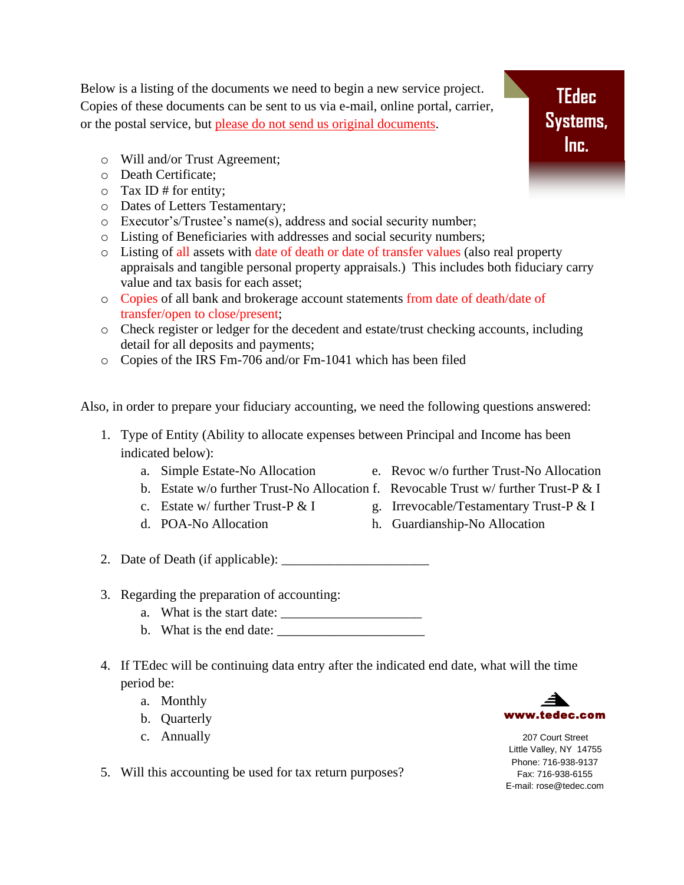**TEdec Systems, Inc.**

Below is a listing of the documents we need to begin a new service project. Copies of these documents can be sent to us via e-mail, online portal, carrier, or the postal service, but please do not send us original documents.

- Will and/or Trust Agreement;
- Death Certificate;
- Tax ID # for entity;
- Dates of Letters Testamentary;
- Executor's/Trustee's name(s), address and social security number;
- Listing of Beneficiaries with addresses and social security numbers;
- Listing of all assets with date of death or date of transfer values (also real property appraisals and tangible personal property appraisals.) This includes both fiduciary carry value and tax basis for each asset;
- Copies of all bank and brokerage account statements from date of death/date of transfer/open to close/present;
- Check register or ledger for the decedent and estate/trust checking accounts, including detail for all deposits and payments;
- Copies of the IRS Fm-706 and/or Fm-1041 which has been filed

Also, in order to prepare your fiduciary accounting, we need the following questions answered:

1. Type of Entity (Ability to allocate expenses between Principal and Income has been indicated below):
   a. Simple Estate-No Allocation
   b. Estate w/o further Trust-No Allocation
   c. Estate w/ further Trust-P & I
   d. POA-No Allocation
   e. Revoc w/o further Trust-No Allocation
   f. Revocable Trust w/ further Trust-P & I
   g. Irrevocable/Testamentary Trust-P & I
   h. Guardianship-No Allocation

2. Date of Death (if applicable): ______________________

3. Regarding the preparation of accounting:
   a. What is the start date: _____________________
   b. What is the end date: ______________________

4. If TEdec will be continuing data entry after the indicated end date, what will the time period be:
   a. Monthly
   b. Quarterly
   c. Annually

5. Will this accounting be used for tax return purposes?

**www.tedec.com**

207 Court Street
Little Valley, NY 14755
Phone: 716-938-9137
Fax: 716-938-6155
E-mail: rose@tedec.com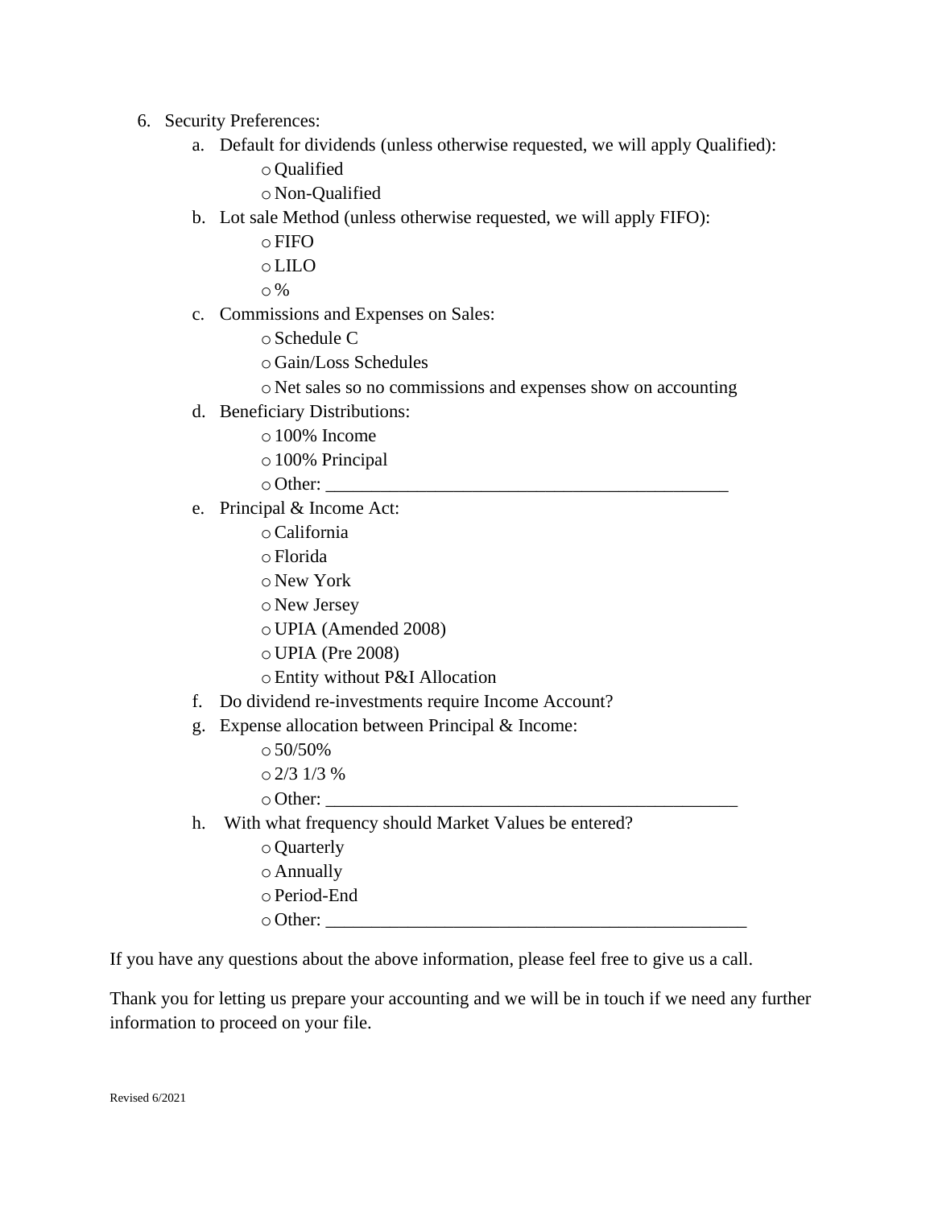6. Security Preferences:
    a. Default for dividends (unless otherwise requested, we will apply Qualified):
        - o Qualified
        - o Non-Qualified
    b. Lot sale Method (unless otherwise requested, we will apply FIFO):
        - o FIFO
        - o LILO
        - o %
    c. Commissions and Expenses on Sales:
        - o Schedule C
        - o Gain/Loss Schedules
        - o Net sales so no commissions and expenses show on accounting
    d. Beneficiary Distributions:
        - o 100% Income
        - o 100% Principal
        - o Other: ____________________________________________
    e. Principal & Income Act:
        - o California
        - o Florida
        - o New York
        - o New Jersey
        - o UPIA (Amended 2008)
        - o UPIA (Pre 2008)
        - o Entity without P&I Allocation
    f. Do dividend re-investments require Income Account?
    g. Expense allocation between Principal & Income:
        - o 50/50%
        - o 2/3 1/3 %
        - o Other: ______________________________________________
    h. With what frequency should Market Values be entered?
        - o Quarterly
        - o Annually
        - o Period-End
        - o Other: _______________________________________________

If you have any questions about the above information, please feel free to give us a call.

Thank you for letting us prepare your accounting and we will be in touch if we need any further information to proceed on your file.

Revised 6/2021